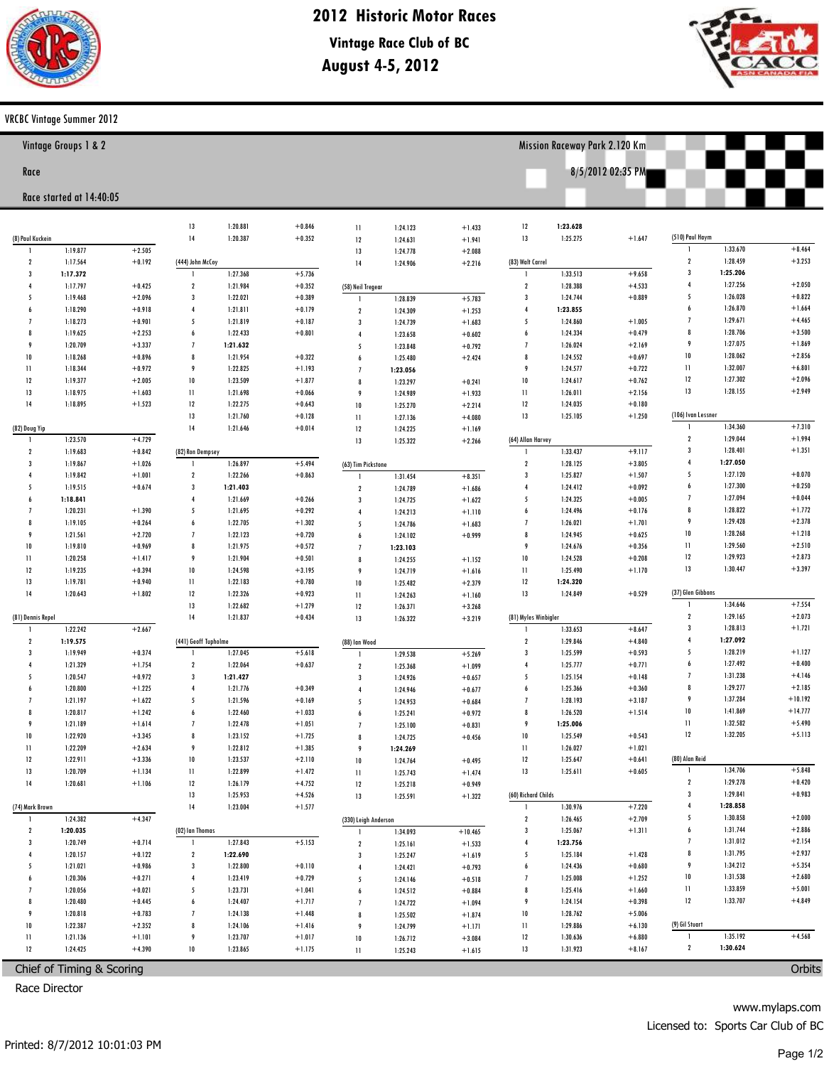# 2012 Historic Motor Races

## Vintage Race Club of BC

## August 4-5, 2012

VRCBC Vintage Summer 2012

**Vintage Groups 1 & 2** — Mission Raceway Park 2.120 Km

Race — 8/5/2012 02:35 PM

Race started at 14:40:05

### (8) Paul Kuckein

| Lap | Time | Diff |
|---|---|---|
| 1 | 1:19.877 | +2.505 |
| 2 | 1:17.564 | +0.192 |
| 3 | **1:17.372** | |
| 4 | 1:17.797 | +0.425 |
| 5 | 1:19.468 | +2.096 |
| 6 | 1:18.290 | +0.918 |
| 7 | 1:18.273 | +0.901 |
| 8 | 1:19.625 | +2.253 |
| 9 | 1:20.709 | +3.337 |
| 10 | 1:18.268 | +0.896 |
| 11 | 1:18.344 | +0.972 |
| 12 | 1:19.377 | +2.005 |
| 13 | 1:18.975 | +1.603 |
| 14 | 1:18.895 | +1.523 |

### (82) Doug Yip

| Lap | Time | Diff |
|---|---|---|
| 1 | 1:23.570 | +4.729 |
| 2 | 1:19.683 | +0.842 |
| 3 | 1:19.867 | +1.026 |
| 4 | 1:19.842 | +1.001 |
| 5 | 1:19.515 | +0.674 |
| 6 | **1:18.841** | |
| 7 | 1:20.231 | +1.390 |
| 8 | 1:19.105 | +0.264 |
| 9 | 1:21.561 | +2.720 |
| 10 | 1:19.810 | +0.969 |
| 11 | 1:20.258 | +1.417 |
| 12 | 1:19.235 | +0.394 |
| 13 | 1:19.781 | +0.940 |
| 14 | 1:20.643 | +1.802 |

### (81) Dennis Repel

| Lap | Time | Diff |
|---|---|---|
| 1 | 1:22.242 | +2.667 |
| 2 | **1:19.575** | |
| 3 | 1:19.949 | +0.374 |
| 4 | 1:21.329 | +1.754 |
| 5 | 1:20.547 | +0.972 |
| 6 | 1:20.800 | +1.225 |
| 7 | 1:21.197 | +1.622 |
| 8 | 1:20.817 | +1.242 |
| 9 | 1:21.189 | +1.614 |
| 10 | 1:22.920 | +3.345 |
| 11 | 1:22.209 | +2.634 |
| 12 | 1:22.911 | +3.336 |
| 13 | 1:20.709 | +1.134 |
| 14 | 1:20.681 | +1.106 |

### (74) Mark Brown

| Lap | Time | Diff |
|---|---|---|
| 1 | 1:24.382 | +4.347 |
| 2 | **1:20.035** | |
| 3 | 1:20.749 | +0.714 |
| 4 | 1:20.157 | +0.122 |
| 5 | 1:21.021 | +0.986 |
| 6 | 1:20.306 | +0.271 |
| 7 | 1:20.056 | +0.021 |
| 8 | 1:20.480 | +0.445 |
| 9 | 1:20.818 | +0.783 |
| 10 | 1:22.387 | +2.352 |
| 11 | 1:21.136 | +1.101 |
| 12 | 1:24.425 | +4.390 |
| 13 | 1:20.881 | +0.846 |
| 14 | 1:20.387 | +0.352 |

### (444) John McCoy

| Lap | Time | Diff |
|---|---|---|
| 1 | 1:27.368 | +5.736 |
| 2 | 1:21.984 | +0.352 |
| 3 | 1:22.021 | +0.389 |
| 4 | 1:21.811 | +0.179 |
| 5 | 1:21.819 | +0.187 |
| 6 | 1:22.433 | +0.801 |
| 7 | **1:21.632** | |
| 8 | 1:21.954 | +0.322 |
| 9 | 1:22.825 | +1.193 |
| 10 | 1:23.509 | +1.877 |
| 11 | 1:21.698 | +0.066 |
| 12 | 1:22.275 | +0.643 |
| 13 | 1:21.760 | +0.128 |
| 14 | 1:21.646 | +0.014 |

### (82) Ron Dempsey

| Lap | Time | Diff |
|---|---|---|
| 1 | 1:26.897 | +5.494 |
| 2 | 1:22.266 | +0.863 |
| 3 | **1:21.403** | |
| 4 | 1:21.669 | +0.266 |
| 5 | 1:21.695 | +0.292 |
| 6 | 1:22.705 | +1.302 |
| 7 | 1:22.123 | +0.720 |
| 8 | 1:21.975 | +0.572 |
| 9 | 1:21.904 | +0.501 |
| 10 | 1:24.598 | +3.195 |
| 11 | 1:22.183 | +0.780 |
| 12 | 1:22.326 | +0.923 |
| 13 | 1:22.682 | +1.279 |
| 14 | 1:21.837 | +0.434 |

### (441) Geoff Tupholme

| Lap | Time | Diff |
|---|---|---|
| 1 | 1:27.045 | +5.618 |
| 2 | 1:22.064 | +0.637 |
| 3 | **1:21.427** | |
| 4 | 1:21.776 | +0.349 |
| 5 | 1:21.596 | +0.169 |
| 6 | 1:22.460 | +1.033 |
| 7 | 1:22.478 | +1.051 |
| 8 | 1:23.152 | +1.725 |
| 9 | 1:22.812 | +1.385 |
| 10 | 1:23.537 | +2.110 |
| 11 | 1:22.899 | +1.472 |
| 12 | 1:26.179 | +4.752 |
| 13 | 1:25.953 | +4.526 |
| 14 | 1:23.004 | +1.577 |

### (02) Ian Thomas

| Lap | Time | Diff |
|---|---|---|
| 1 | 1:27.843 | +5.153 |
| 2 | **1:22.690** | |
| 3 | 1:22.800 | +0.110 |
| 4 | 1:23.419 | +0.729 |
| 5 | 1:23.731 | +1.041 |
| 6 | 1:24.407 | +1.717 |
| 7 | 1:24.138 | +1.448 |
| 8 | 1:24.106 | +1.416 |
| 9 | 1:23.707 | +1.017 |
| 10 | 1:23.865 | +1.175 |
| 11 | 1:24.123 | +1.433 |
| 12 | 1:24.631 | +1.941 |
| 13 | 1:24.778 | +2.088 |
| 14 | 1:24.906 | +2.216 |

### (58) Neil Tregear

| Lap | Time | Diff |
|---|---|---|
| 1 | 1:28.839 | +5.783 |
| 2 | 1:24.309 | +1.253 |
| 3 | 1:24.739 | +1.683 |
| 4 | 1:23.658 | +0.602 |
| 5 | 1:23.848 | +0.792 |
| 6 | 1:25.480 | +2.424 |
| 7 | **1:23.056** | |
| 8 | 1:23.297 | +0.241 |
| 9 | 1:24.989 | +1.933 |
| 10 | 1:25.270 | +2.214 |
| 11 | 1:27.136 | +4.080 |
| 12 | 1:24.225 | +1.169 |
| 13 | 1:25.322 | +2.266 |

### (63) Tim Pickstone

| Lap | Time | Diff |
|---|---|---|
| 1 | 1:31.454 | +8.351 |
| 2 | 1:24.789 | +1.686 |
| 3 | 1:24.725 | +1.622 |
| 4 | 1:24.213 | +1.110 |
| 5 | 1:24.786 | +1.683 |
| 6 | 1:24.102 | +0.999 |
| 7 | **1:23.103** | |
| 8 | 1:24.255 | +1.152 |
| 9 | 1:24.719 | +1.616 |
| 10 | 1:25.482 | +2.379 |
| 11 | 1:24.263 | +1.160 |
| 12 | 1:26.371 | +3.268 |
| 13 | 1:26.322 | +3.219 |

### (88) Ian Wood

| Lap | Time | Diff |
|---|---|---|
| 1 | 1:29.538 | +5.269 |
| 2 | 1:25.368 | +1.099 |
| 3 | 1:24.926 | +0.657 |
| 4 | 1:24.946 | +0.677 |
| 5 | 1:24.953 | +0.684 |
| 6 | 1:25.241 | +0.972 |
| 7 | 1:25.100 | +0.831 |
| 8 | 1:24.725 | +0.456 |
| 9 | **1:24.269** | |
| 10 | 1:24.764 | +0.495 |
| 11 | 1:25.743 | +1.474 |
| 12 | 1:25.218 | +0.949 |
| 13 | 1:25.591 | +1.322 |

### (330) Leigh Anderson

| Lap | Time | Diff |
|---|---|---|
| 1 | 1:34.093 | +10.465 |
| 2 | 1:25.161 | +1.533 |
| 3 | 1:25.247 | +1.619 |
| 4 | 1:24.421 | +0.793 |
| 5 | 1:24.146 | +0.518 |
| 6 | 1:24.512 | +0.884 |
| 7 | 1:24.722 | +1.094 |
| 8 | 1:25.502 | +1.874 |
| 9 | 1:24.799 | +1.171 |
| 10 | 1:26.712 | +3.084 |
| 11 | 1:25.243 | +1.615 |
| 12 | **1:23.628** | |
| 13 | 1:25.275 | +1.647 |

### (83) Walt Carrel

| Lap | Time | Diff |
|---|---|---|
| 1 | 1:33.513 | +9.658 |
| 2 | 1:28.388 | +4.533 |
| 3 | 1:24.744 | +0.889 |
| 4 | **1:23.855** | |
| 5 | 1:24.860 | +1.005 |
| 6 | 1:24.334 | +0.479 |
| 7 | 1:26.024 | +2.169 |
| 8 | 1:24.552 | +0.697 |
| 9 | 1:24.577 | +0.722 |
| 10 | 1:24.617 | +0.762 |
| 11 | 1:26.011 | +2.156 |
| 12 | 1:24.035 | +0.180 |
| 13 | 1:25.105 | +1.250 |

### (64) Allan Harvey

| Lap | Time | Diff |
|---|---|---|
| 1 | 1:33.437 | +9.117 |
| 2 | 1:28.125 | +3.805 |
| 3 | 1:25.827 | +1.507 |
| 4 | 1:24.412 | +0.092 |
| 5 | 1:24.325 | +0.005 |
| 6 | 1:24.496 | +0.176 |
| 7 | 1:26.021 | +1.701 |
| 8 | 1:24.945 | +0.625 |
| 9 | 1:24.676 | +0.356 |
| 10 | 1:24.528 | +0.208 |
| 11 | 1:25.490 | +1.170 |
| 12 | **1:24.320** | |
| 13 | 1:24.849 | +0.529 |

### (81) Myles Winbigler

| Lap | Time | Diff |
|---|---|---|
| 1 | 1:33.653 | +8.647 |
| 2 | 1:29.846 | +4.840 |
| 3 | 1:25.599 | +0.593 |
| 4 | 1:25.777 | +0.771 |
| 5 | 1:25.154 | +0.148 |
| 6 | 1:25.366 | +0.360 |
| 7 | 1:28.193 | +3.187 |
| 8 | 1:26.520 | +1.514 |
| 9 | **1:25.006** | |
| 10 | 1:25.549 | +0.543 |
| 11 | 1:26.027 | +1.021 |
| 12 | 1:25.647 | +0.641 |
| 13 | 1:25.611 | +0.605 |

### (60) Richard Childs

| Lap | Time | Diff |
|---|---|---|
| 1 | 1:30.976 | +7.220 |
| 2 | 1:26.465 | +2.709 |
| 3 | 1:25.067 | +1.311 |
| 4 | **1:23.756** | |
| 5 | 1:25.184 | +1.428 |
| 6 | 1:24.436 | +0.680 |
| 7 | 1:25.008 | +1.252 |
| 8 | 1:25.416 | +1.660 |
| 9 | 1:24.154 | +0.398 |
| 10 | 1:28.762 | +5.006 |
| 11 | 1:29.886 | +6.130 |
| 12 | 1:30.636 | +6.880 |
| 13 | 1:31.923 | +8.167 |

### (510) Paul Haym

| Lap | Time | Diff |
|---|---|---|
| 1 | 1:33.670 | +8.464 |
| 2 | 1:28.459 | +3.253 |
| 3 | **1:25.206** | |
| 4 | 1:27.256 | +2.050 |
| 5 | 1:26.028 | +0.822 |
| 6 | 1:26.870 | +1.664 |
| 7 | 1:29.671 | +4.465 |
| 8 | 1:28.706 | +3.500 |
| 9 | 1:27.075 | +1.869 |
| 10 | 1:28.062 | +2.856 |
| 11 | 1:32.007 | +6.801 |
| 12 | 1:27.302 | +2.096 |
| 13 | 1:28.155 | +2.949 |

### (106) Ivan Lessner

| Lap | Time | Diff |
|---|---|---|
| 1 | 1:34.360 | +7.310 |
| 2 | 1:29.044 | +1.994 |
| 3 | 1:28.401 | +1.351 |
| 4 | **1:27.050** | |
| 5 | 1:27.120 | +0.070 |
| 6 | 1:27.300 | +0.250 |
| 7 | 1:27.094 | +0.044 |
| 8 | 1:28.822 | +1.772 |
| 9 | 1:29.428 | +2.378 |
| 10 | 1:28.268 | +1.218 |
| 11 | 1:29.560 | +2.510 |
| 12 | 1:29.923 | +2.873 |
| 13 | 1:30.447 | +3.397 |

### (37) Glen Gibbons

| Lap | Time | Diff |
|---|---|---|
| 1 | 1:34.646 | +7.554 |
| 2 | 1:29.165 | +2.073 |
| 3 | 1:28.813 | +1.721 |
| 4 | **1:27.092** | |
| 5 | 1:28.219 | +1.127 |
| 6 | 1:27.492 | +0.400 |
| 7 | 1:31.238 | +4.146 |
| 8 | 1:29.277 | +2.185 |
| 9 | 1:37.284 | +10.192 |
| 10 | 1:41.869 | +14.777 |
| 11 | 1:32.582 | +5.490 |
| 12 | 1:32.205 | +5.113 |

### (80) Alan Reid

| Lap | Time | Diff |
|---|---|---|
| 1 | 1:34.706 | +5.848 |
| 2 | 1:29.278 | +0.420 |
| 3 | 1:29.841 | +0.983 |
| 4 | **1:28.858** | |
| 5 | 1:30.858 | +2.000 |
| 6 | 1:31.744 | +2.886 |
| 7 | 1:31.012 | +2.154 |
| 8 | 1:31.795 | +2.937 |
| 9 | 1:34.212 | +5.354 |
| 10 | 1:31.538 | +2.680 |
| 11 | 1:33.859 | +5.001 |
| 12 | 1:33.707 | +4.849 |

### (9) Gil Stuart

| Lap | Time | Diff |
|---|---|---|
| 1 | 1:35.192 | +4.568 |
| 2 | **1:30.624** | |

Chief of Timing & Scoring — Orbits

Race Director

www.mylaps.com

Licensed to: Sports Car Club of BC

Printed: 8/7/2012 10:01:03 PM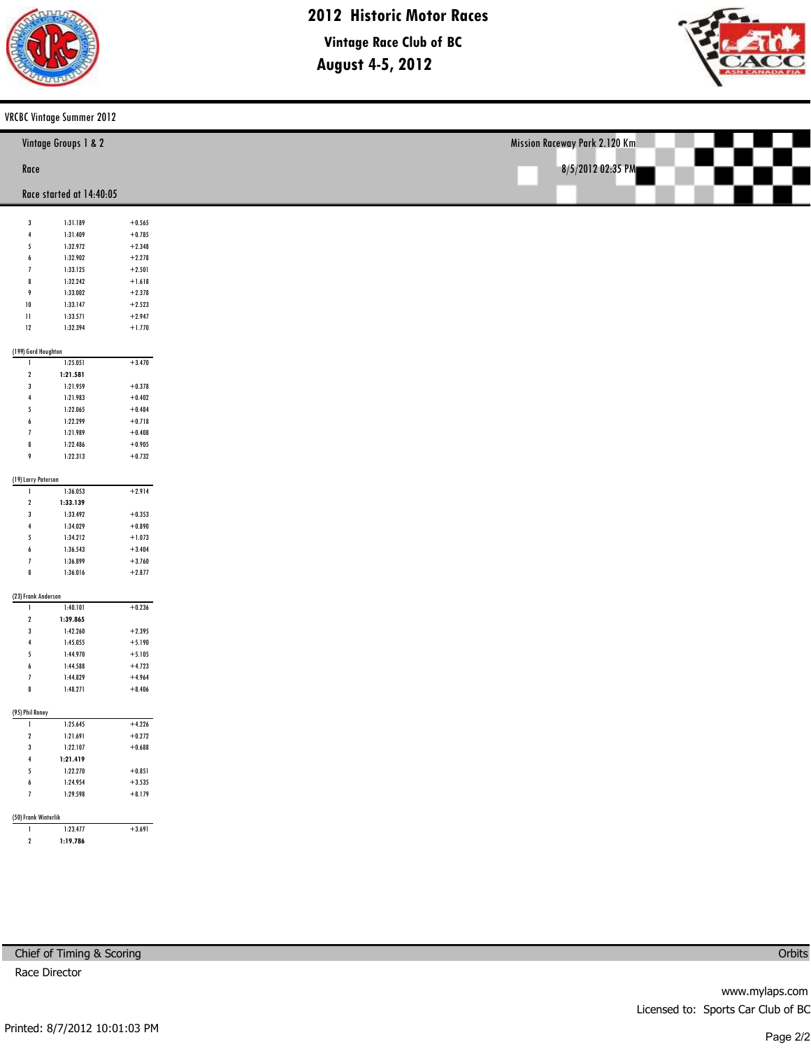# 2012 Historic Motor Races

**Vintage Race Club of BC**

**August 4-5, 2012**

VRCBC Vintage Summer 2012

Vintage Groups 1 & 2

Race

Race started at 14:40:05

Mission Raceway Park 2.120 Km

8/5/2012 02:35 PM

| | | |
|---|---|---|
| 3 | 1:31.189 | +0.565 |
| 4 | 1:31.409 | +0.785 |
| 5 | 1:32.972 | +2.348 |
| 6 | 1:32.902 | +2.278 |
| 7 | 1:33.125 | +2.501 |
| 8 | 1:32.242 | +1.618 |
| 9 | 1:33.002 | +2.378 |
| 10 | 1:33.147 | +2.523 |
| 11 | 1:33.571 | +2.947 |
| 12 | 1:32.394 | +1.770 |

(199) Gord Houghton

| | | |
|---|---|---|
| 1 | 1:25.051 | +3.470 |
| 2 | **1:21.581** | |
| 3 | 1:21.959 | +0.378 |
| 4 | 1:21.983 | +0.402 |
| 5 | 1:22.065 | +0.484 |
| 6 | 1:22.299 | +0.718 |
| 7 | 1:21.989 | +0.408 |
| 8 | 1:22.486 | +0.905 |
| 9 | 1:22.313 | +0.732 |

(19) Larry Paterson

| | | |
|---|---|---|
| 1 | 1:36.053 | +2.914 |
| 2 | **1:33.139** | |
| 3 | 1:33.492 | +0.353 |
| 4 | 1:34.029 | +0.890 |
| 5 | 1:34.212 | +1.073 |
| 6 | 1:36.543 | +3.404 |
| 7 | 1:36.899 | +3.760 |
| 8 | 1:36.016 | +2.877 |

(23) Frank Anderson

| | | |
|---|---|---|
| 1 | 1:40.101 | +0.236 |
| 2 | **1:39.865** | |
| 3 | 1:42.260 | +2.395 |
| 4 | 1:45.055 | +5.190 |
| 5 | 1:44.970 | +5.105 |
| 6 | 1:44.588 | +4.723 |
| 7 | 1:44.829 | +4.964 |
| 8 | 1:48.271 | +8.406 |

(95) Phil Roney

| | | |
|---|---|---|
| 1 | 1:25.645 | +4.226 |
| 2 | 1:21.691 | +0.272 |
| 3 | 1:22.107 | +0.688 |
| 4 | **1:21.419** | |
| 5 | 1:22.270 | +0.851 |
| 6 | 1:24.954 | +3.535 |
| 7 | 1:29.598 | +8.179 |

(50) Frank Winterlik

| | | |
|---|---|---|
| 1 | 1:23.477 | +3.691 |
| 2 | **1:19.786** | |

Chief of Timing & Scoring

Race Director

Orbits

www.mylaps.com

Licensed to: Sports Car Club of BC

Printed: 8/7/2012 10:01:03 PM